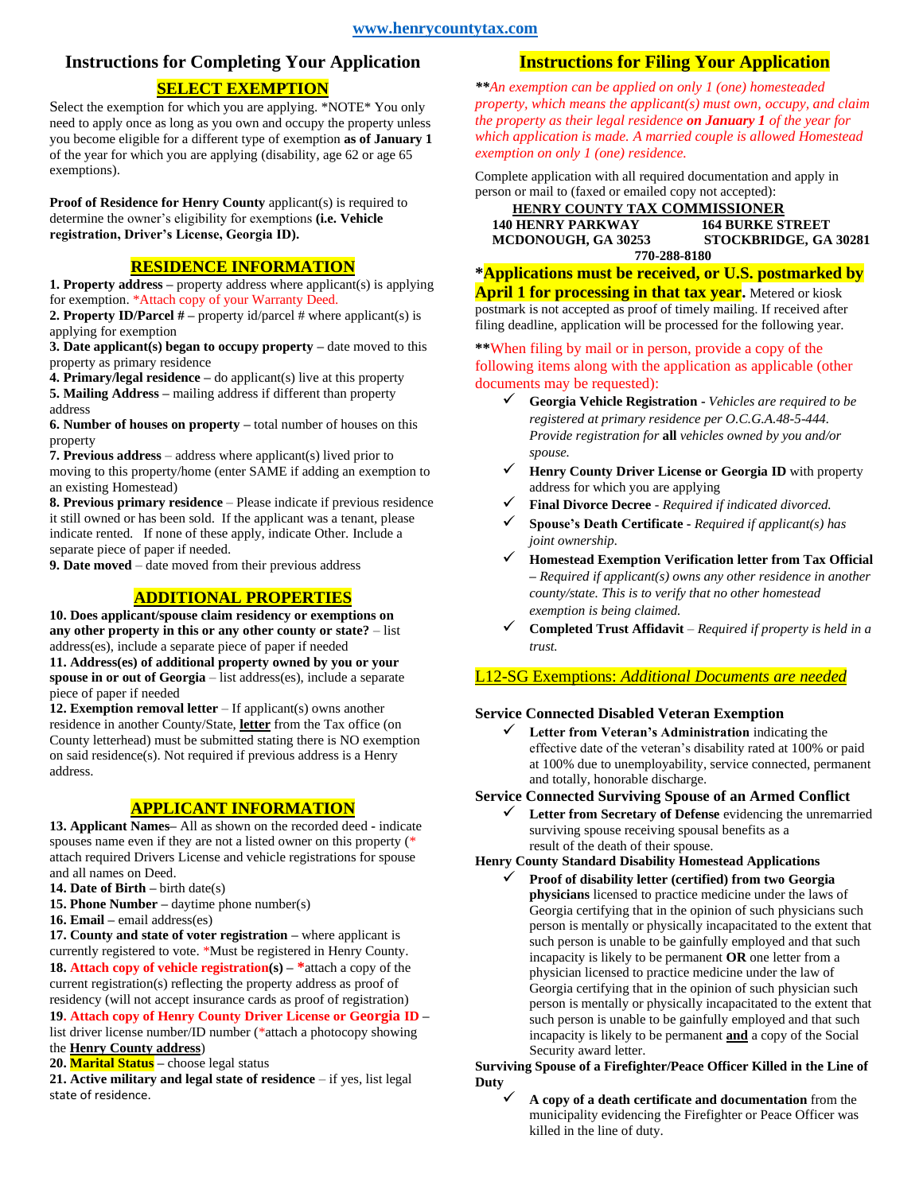www.henrycountytax.com

# Instructions for Completing Your Application

## SELECT EXEMPTION

Select the exemption for which you are applying. *NOTE* You only need to apply once as long as you own and occupy the property unless you become eligible for a different type of exemption **as of January 1** of the year for which you are applying (disability, age 62 or age 65 exemptions).

**Proof of Residence for Henry County** applicant(s) is required to determine the owner's eligibility for exemptions **(i.e. Vehicle registration, Driver's License, Georgia ID).**

## RESIDENCE INFORMATION

**1. Property address –** property address where applicant(s) is applying for exemption. *Attach copy of your Warranty Deed.

**2. Property ID/Parcel # –** property id/parcel # where applicant(s) is applying for exemption

**3. Date applicant(s) began to occupy property –** date moved to this property as primary residence

**4. Primary/legal residence –** do applicant(s) live at this property

**5. Mailing Address –** mailing address if different than property address

**6. Number of houses on property –** total number of houses on this property

**7. Previous address** – address where applicant(s) lived prior to moving to this property/home (enter SAME if adding an exemption to an existing Homestead)

**8. Previous primary residence** – Please indicate if previous residence it still owned or has been sold. If the applicant was a tenant, please indicate rented. If none of these apply, indicate Other. Include a separate piece of paper if needed.

**9. Date moved** – date moved from their previous address

## ADDITIONAL PROPERTIES

**10. Does applicant/spouse claim residency or exemptions on any other property in this or any other county or state?** – list address(es), include a separate piece of paper if needed

**11. Address(es) of additional property owned by you or your spouse in or out of Georgia** – list address(es), include a separate piece of paper if needed

**12. Exemption removal letter** – If applicant(s) owns another residence in another County/State, **letter** from the Tax office (on County letterhead) must be submitted stating there is NO exemption on said residence(s). Not required if previous address is a Henry address.

## APPLICANT INFORMATION

**13. Applicant Names**– All as shown on the recorded deed **-** indicate spouses name even if they are not a listed owner on this property (* attach required Drivers License and vehicle registrations for spouse and all names on Deed.

**14. Date of Birth –** birth date(s)

**15. Phone Number –** daytime phone number(s)

**16. Email –** email address(es)

**17. County and state of voter registration –** where applicant is currently registered to vote. *Must be registered in Henry County.

**18. Attach copy of vehicle registration(s) – ***attach a copy of the current registration(s) reflecting the property address as proof of residency (will not accept insurance cards as proof of registration)

**19. Attach copy of Henry County Driver License or Georgia ID –** list driver license number/ID number (*attach a photocopy showing the **Henry County address**)

**20. Marital Status –** choose legal status

**21. Active military and legal state of residence** – if yes, list legal state of residence.

# Instructions for Filing Your Application

***\*An exemption can be applied on only 1 (one) homesteaded property, which means the applicant(s) must own, occupy, and claim the property as their legal residence* ***on January 1*** *of the year for which application is made. A married couple is allowed Homestead exemption on only 1 (one) residence.*

Complete application with all required documentation and apply in person or mail to (faxed or emailed copy not accepted):

**HENRY COUNTY TAX COMMISSIONER**

| | |
|---|---|
| **140 HENRY PARKWAY** | **164 BURKE STREET** |
| **MCDONOUGH, GA 30253** | **STOCKBRIDGE, GA 30281** |

**770-288-8180**

***Applications must be received, or U.S. postmarked by April 1 for processing in that tax year.** Metered or kiosk postmark is not accepted as proof of timely mailing. If received after filing deadline, application will be processed for the following year.

**When filing by mail or in person, provide a copy of the following items along with the application as applicable (other documents may be requested):

- ✓ **Georgia Vehicle Registration** - *Vehicles are required to be registered at primary residence per O.C.G.A.48-5-444. Provide registration for* **all** *vehicles owned by you and/or spouse.*
- ✓ **Henry County Driver License or Georgia ID** with property address for which you are applying
- ✓ **Final Divorce Decree** - *Required if indicated divorced.*
- ✓ **Spouse's Death Certificate** - *Required if applicant(s) has joint ownership.*
- ✓ **Homestead Exemption Verification letter from Tax Official** – *Required if applicant(s) owns any other residence in another county/state. This is to verify that no other homestead exemption is being claimed.*
- ✓ **Completed Trust Affidavit** – *Required if property is held in a trust.*

## L12-SG Exemptions: *Additional Documents are needed*

**Service Connected Disabled Veteran Exemption**

- ✓ **Letter from Veteran's Administration** indicating the effective date of the veteran's disability rated at 100% or paid at 100% due to unemployability, service connected, permanent and totally, honorable discharge.

**Service Connected Surviving Spouse of an Armed Conflict**

- ✓ **Letter from Secretary of Defense** evidencing the unremarried surviving spouse receiving spousal benefits as a result of the death of their spouse.

**Henry County Standard Disability Homestead Applications**

- ✓ **Proof of disability letter (certified) from two Georgia physicians** licensed to practice medicine under the laws of Georgia certifying that in the opinion of such physicians such person is mentally or physically incapacitated to the extent that such person is unable to be gainfully employed and that such incapacity is likely to be permanent **OR** one letter from a physician licensed to practice medicine under the law of Georgia certifying that in the opinion of such physician such person is mentally or physically incapacitated to the extent that such person is unable to be gainfully employed and that such incapacity is likely to be permanent **and** a copy of the Social Security award letter.

**Surviving Spouse of a Firefighter/Peace Officer Killed in the Line of Duty**

- ✓ **A copy of a death certificate and documentation** from the municipality evidencing the Firefighter or Peace Officer was killed in the line of duty.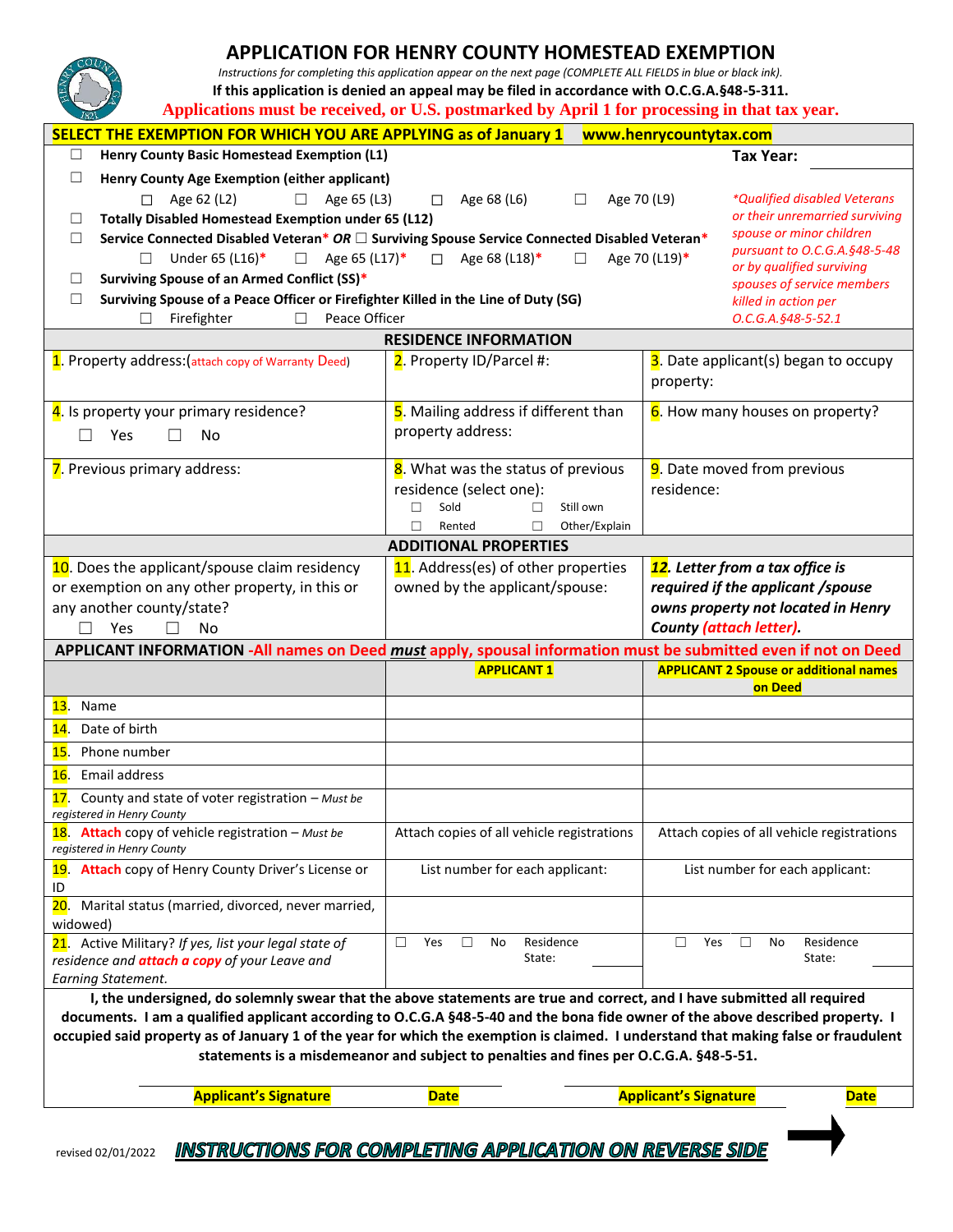# APPLICATION FOR HENRY COUNTY HOMESTEAD EXEMPTION

*Instructions for completing this application appear on the next page (COMPLETE ALL FIELDS in blue or black ink).*

**If this application is denied an appeal may be filed in accordance with O.C.G.A.§48-5-311.**

**Applications must be received, or U.S. postmarked by April 1 for processing in that tax year.**

**SELECT THE EXEMPTION FOR WHICH YOU ARE APPLYING as of January 1** www.henrycountytax.com

**Tax Year:** ______

- ☐ **Henry County Basic Homestead Exemption (L1)**
- ☐ **Henry County Age Exemption (either applicant)**
  - ☐ Age 62 (L2) ☐ Age 65 (L3) ☐ Age 68 (L6) ☐ Age 70 (L9)
- ☐ **Totally Disabled Homestead Exemption under 65 (L12)**
- ☐ **Service Connected Disabled Veteran*** ***OR*** ☐ **Surviving Spouse Service Connected Disabled Veteran***
  - ☐ Under 65 (L16)* ☐ Age 65 (L17)* ☐ Age 68 (L18)* ☐ Age 70 (L19)*
- ☐ **Surviving Spouse of an Armed Conflict (SS)***
- ☐ **Surviving Spouse of a Peace Officer or Firefighter Killed in the Line of Duty (SG)**
  - ☐ Firefighter ☐ Peace Officer

*\*Qualified disabled Veterans or their unremarried surviving spouse or minor children pursuant to O.C.G.A.§48-5-48 or by qualified surviving spouses of service members killed in action per O.C.G.A.§48-5-52.1*

## RESIDENCE INFORMATION

| | | |
|---|---|---|
| 1. Property address:(attach copy of Warranty Deed) | 2. Property ID/Parcel #: | 3. Date applicant(s) began to occupy property: |
| 4. Is property your primary residence? ☐ Yes ☐ No | 5. Mailing address if different than property address: | 6. How many houses on property? |
| 7. Previous primary address: | 8. What was the status of previous residence (select one): ☐ Sold ☐ Still own ☐ Rented ☐ Other/Explain | 9. Date moved from previous residence: |

## ADDITIONAL PROPERTIES

| | | |
|---|---|---|
| 10. Does the applicant/spouse claim residency or exemption on any other property, in this or any another county/state? ☐ Yes ☐ No | 11. Address(es) of other properties owned by the applicant/spouse: | ***12. Letter from a tax office is required if the applicant /spouse owns property not located in Henry County (attach letter).*** |

## APPLICANT INFORMATION -All names on Deed *must* apply, spousal information must be submitted even if not on Deed

| | APPLICANT 1 | APPLICANT 2 Spouse or additional names on Deed |
|---|---|---|
| 13. Name | | |
| 14. Date of birth | | |
| 15. Phone number | | |
| 16. Email address | | |
| 17. County and state of voter registration – *Must be registered in Henry County* | | |
| 18. **Attach** copy of vehicle registration – *Must be registered in Henry County* | Attach copies of all vehicle registrations | Attach copies of all vehicle registrations |
| 19. **Attach** copy of Henry County Driver's License or ID | List number for each applicant: | List number for each applicant: |
| 20. Marital status (married, divorced, never married, widowed) | | |
| 21. Active Military? *If yes, list your legal state of residence and* ***attach a copy*** *of your Leave and Earning Statement.* | ☐ Yes ☐ No Residence State: ______ | ☐ Yes ☐ No Residence State: ______ |

**I, the undersigned, do solemnly swear that the above statements are true and correct, and I have submitted all required documents. I am a qualified applicant according to O.C.G.A §48-5-40 and the bona fide owner of the above described property. I occupied said property as of January 1 of the year for which the exemption is claimed. I understand that making false or fraudulent statements is a misdemeanor and subject to penalties and fines per O.C.G.A. §48-5-51.**

| | | | |
|---|---|---|---|
| **Applicant's Signature** | **Date** | **Applicant's Signature** | **Date** |

revised 02/01/2022

***INSTRUCTIONS FOR COMPLETING APPLICATION ON REVERSE SIDE***